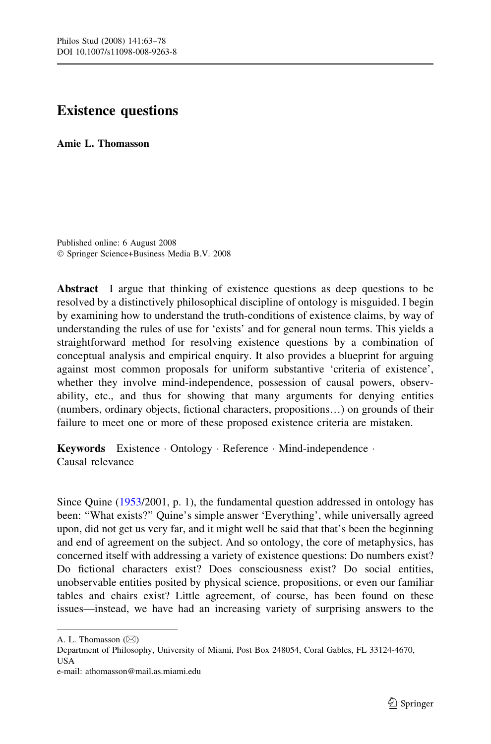# Existence questions

**Amie L. Thomasson**

Published online: 6 August 2008
© Springer Science+Business Media B.V. 2008

**Abstract** I argue that thinking of existence questions as deep questions to be resolved by a distinctively philosophical discipline of ontology is misguided. I begin by examining how to understand the truth-conditions of existence claims, by way of understanding the rules of use for 'exists' and for general noun terms. This yields a straightforward method for resolving existence questions by a combination of conceptual analysis and empirical enquiry. It also provides a blueprint for arguing against most common proposals for uniform substantive 'criteria of existence', whether they involve mind-independence, possession of causal powers, observability, etc., and thus for showing that many arguments for denying entities (numbers, ordinary objects, fictional characters, propositions…) on grounds of their failure to meet one or more of these proposed existence criteria are mistaken.

**Keywords** Existence · Ontology · Reference · Mind-independence · Causal relevance

Since Quine (1953/2001, p. 1), the fundamental question addressed in ontology has been: "What exists?" Quine's simple answer 'Everything', while universally agreed upon, did not get us very far, and it might well be said that that's been the beginning and end of agreement on the subject. And so ontology, the core of metaphysics, has concerned itself with addressing a variety of existence questions: Do numbers exist? Do fictional characters exist? Does consciousness exist? Do social entities, unobservable entities posited by physical science, propositions, or even our familiar tables and chairs exist? Little agreement, of course, has been found on these issues—instead, we have had an increasing variety of surprising answers to the

---

A. L. Thomasson (✉)
Department of Philosophy, University of Miami, Post Box 248054, Coral Gables, FL 33124-4670, USA
e-mail: athomasson@mail.as.miami.edu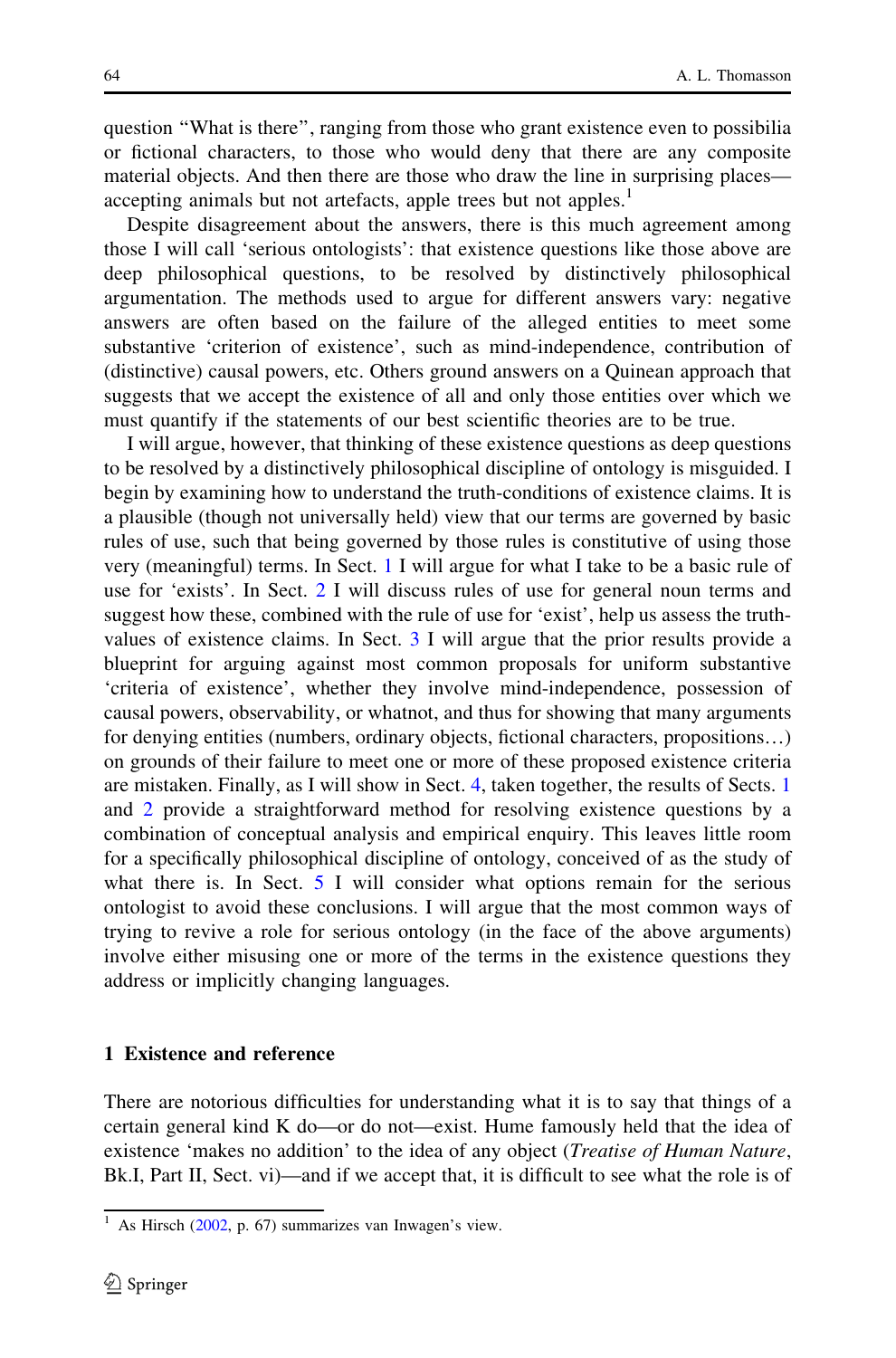question "What is there", ranging from those who grant existence even to possibilia or fictional characters, to those who would deny that there are any composite material objects. And then there are those who draw the line in surprising places—accepting animals but not artefacts, apple trees but not apples.[1]

Despite disagreement about the answers, there is this much agreement among those I will call 'serious ontologists': that existence questions like those above are deep philosophical questions, to be resolved by distinctively philosophical argumentation. The methods used to argue for different answers vary: negative answers are often based on the failure of the alleged entities to meet some substantive 'criterion of existence', such as mind-independence, contribution of (distinctive) causal powers, etc. Others ground answers on a Quinean approach that suggests that we accept the existence of all and only those entities over which we must quantify if the statements of our best scientific theories are to be true.

I will argue, however, that thinking of these existence questions as deep questions to be resolved by a distinctively philosophical discipline of ontology is misguided. I begin by examining how to understand the truth-conditions of existence claims. It is a plausible (though not universally held) view that our terms are governed by basic rules of use, such that being governed by those rules is constitutive of using those very (meaningful) terms. In Sect. 1 I will argue for what I take to be a basic rule of use for 'exists'. In Sect. 2 I will discuss rules of use for general noun terms and suggest how these, combined with the rule of use for 'exist', help us assess the truth-values of existence claims. In Sect. 3 I will argue that the prior results provide a blueprint for arguing against most common proposals for uniform substantive 'criteria of existence', whether they involve mind-independence, possession of causal powers, observability, or whatnot, and thus for showing that many arguments for denying entities (numbers, ordinary objects, fictional characters, propositions…) on grounds of their failure to meet one or more of these proposed existence criteria are mistaken. Finally, as I will show in Sect. 4, taken together, the results of Sects. 1 and 2 provide a straightforward method for resolving existence questions by a combination of conceptual analysis and empirical enquiry. This leaves little room for a specifically philosophical discipline of ontology, conceived of as the study of what there is. In Sect. 5 I will consider what options remain for the serious ontologist to avoid these conclusions. I will argue that the most common ways of trying to revive a role for serious ontology (in the face of the above arguments) involve either misusing one or more of the terms in the existence questions they address or implicitly changing languages.

## 1 Existence and reference

There are notorious difficulties for understanding what it is to say that things of a certain general kind K do—or do not—exist. Hume famously held that the idea of existence 'makes no addition' to the idea of any object (*Treatise of Human Nature*, Bk.I, Part II, Sect. vi)—and if we accept that, it is difficult to see what the role is of

---

[1] As Hirsch (2002, p. 67) summarizes van Inwagen's view.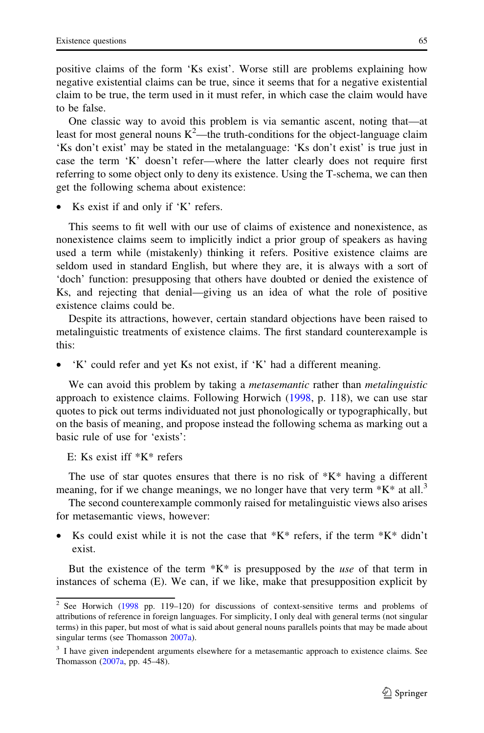positive claims of the form 'Ks exist'. Worse still are problems explaining how negative existential claims can be true, since it seems that for a negative existential claim to be true, the term used in it must refer, in which case the claim would have to be false.

One classic way to avoid this problem is via semantic ascent, noting that—at least for most general nouns K[2]—the truth-conditions for the object-language claim 'Ks don't exist' may be stated in the metalanguage: 'Ks don't exist' is true just in case the term 'K' doesn't refer—where the latter clearly does not require first referring to some object only to deny its existence. Using the T-schema, we can then get the following schema about existence:

- Ks exist if and only if 'K' refers.

This seems to fit well with our use of claims of existence and nonexistence, as nonexistence claims seem to implicitly indict a prior group of speakers as having used a term while (mistakenly) thinking it refers. Positive existence claims are seldom used in standard English, but where they are, it is always with a sort of 'doch' function: presupposing that others have doubted or denied the existence of Ks, and rejecting that denial—giving us an idea of what the role of positive existence claims could be.

Despite its attractions, however, certain standard objections have been raised to metalinguistic treatments of existence claims. The first standard counterexample is this:

- 'K' could refer and yet Ks not exist, if 'K' had a different meaning.

We can avoid this problem by taking a *metasemantic* rather than *metalinguistic* approach to existence claims. Following Horwich (1998, p. 118), we can use star quotes to pick out terms individuated not just phonologically or typographically, but on the basis of meaning, and propose instead the following schema as marking out a basic rule of use for 'exists':

E: Ks exist iff *K* refers

The use of star quotes ensures that there is no risk of *K* having a different meaning, for if we change meanings, we no longer have that very term *K* at all.[3]

The second counterexample commonly raised for metalinguistic views also arises for metasemantic views, however:

- Ks could exist while it is not the case that *K* refers, if the term *K* didn't exist.

But the existence of the term *K* is presupposed by the *use* of that term in instances of schema (E). We can, if we like, make that presupposition explicit by

---

[2] See Horwich (1998 pp. 119–120) for discussions of context-sensitive terms and problems of attributions of reference in foreign languages. For simplicity, I only deal with general terms (not singular terms) in this paper, but most of what is said about general nouns parallels points that may be made about singular terms (see Thomasson 2007a).

[3] I have given independent arguments elsewhere for a metasemantic approach to existence claims. See Thomasson (2007a, pp. 45–48).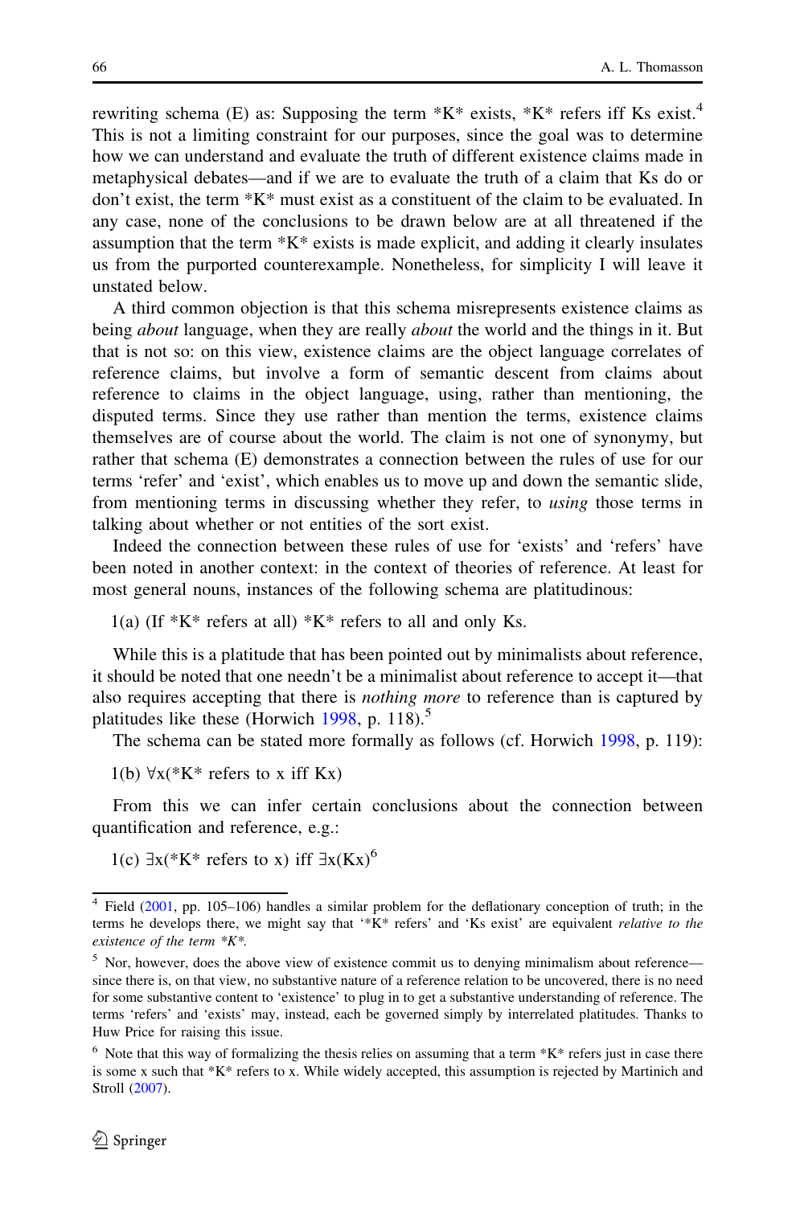rewriting schema (E) as: Supposing the term *K* exists, *K* refers iff Ks exist.[4] This is not a limiting constraint for our purposes, since the goal was to determine how we can understand and evaluate the truth of different existence claims made in metaphysical debates—and if we are to evaluate the truth of a claim that Ks do or don't exist, the term *K* must exist as a constituent of the claim to be evaluated. In any case, none of the conclusions to be drawn below are at all threatened if the assumption that the term *K* exists is made explicit, and adding it clearly insulates us from the purported counterexample. Nonetheless, for simplicity I will leave it unstated below.

A third common objection is that this schema misrepresents existence claims as being *about* language, when they are really *about* the world and the things in it. But that is not so: on this view, existence claims are the object language correlates of reference claims, but involve a form of semantic descent from claims about reference to claims in the object language, using, rather than mentioning, the disputed terms. Since they use rather than mention the terms, existence claims themselves are of course about the world. The claim is not one of synonymy, but rather that schema (E) demonstrates a connection between the rules of use for our terms 'refer' and 'exist', which enables us to move up and down the semantic slide, from mentioning terms in discussing whether they refer, to *using* those terms in talking about whether or not entities of the sort exist.

Indeed the connection between these rules of use for 'exists' and 'refers' have been noted in another context: in the context of theories of reference. At least for most general nouns, instances of the following schema are platitudinous:

1(a) (If *K* refers at all) *K* refers to all and only Ks.

While this is a platitude that has been pointed out by minimalists about reference, it should be noted that one needn't be a minimalist about reference to accept it—that also requires accepting that there is *nothing more* to reference than is captured by platitudes like these (Horwich 1998, p. 118).[5]

The schema can be stated more formally as follows (cf. Horwich 1998, p. 119):

1(b) ∀x(*K* refers to x iff Kx)

From this we can infer certain conclusions about the connection between quantification and reference, e.g.:

1(c) ∃x(*K* refers to x) iff ∃x(Kx)[6]

---

[4] Field (2001, pp. 105–106) handles a similar problem for the deflationary conception of truth; in the terms he develops there, we might say that '*K* refers' and 'Ks exist' are equivalent *relative to the existence of the term *K**.

[5] Nor, however, does the above view of existence commit us to denying minimalism about reference—since there is, on that view, no substantive nature of a reference relation to be uncovered, there is no need for some substantive content to 'existence' to plug in to get a substantive understanding of reference. The terms 'refers' and 'exists' may, instead, each be governed simply by interrelated platitudes. Thanks to Huw Price for raising this issue.

[6] Note that this way of formalizing the thesis relies on assuming that a term *K* refers just in case there is some x such that *K* refers to x. While widely accepted, this assumption is rejected by Martinich and Stroll (2007).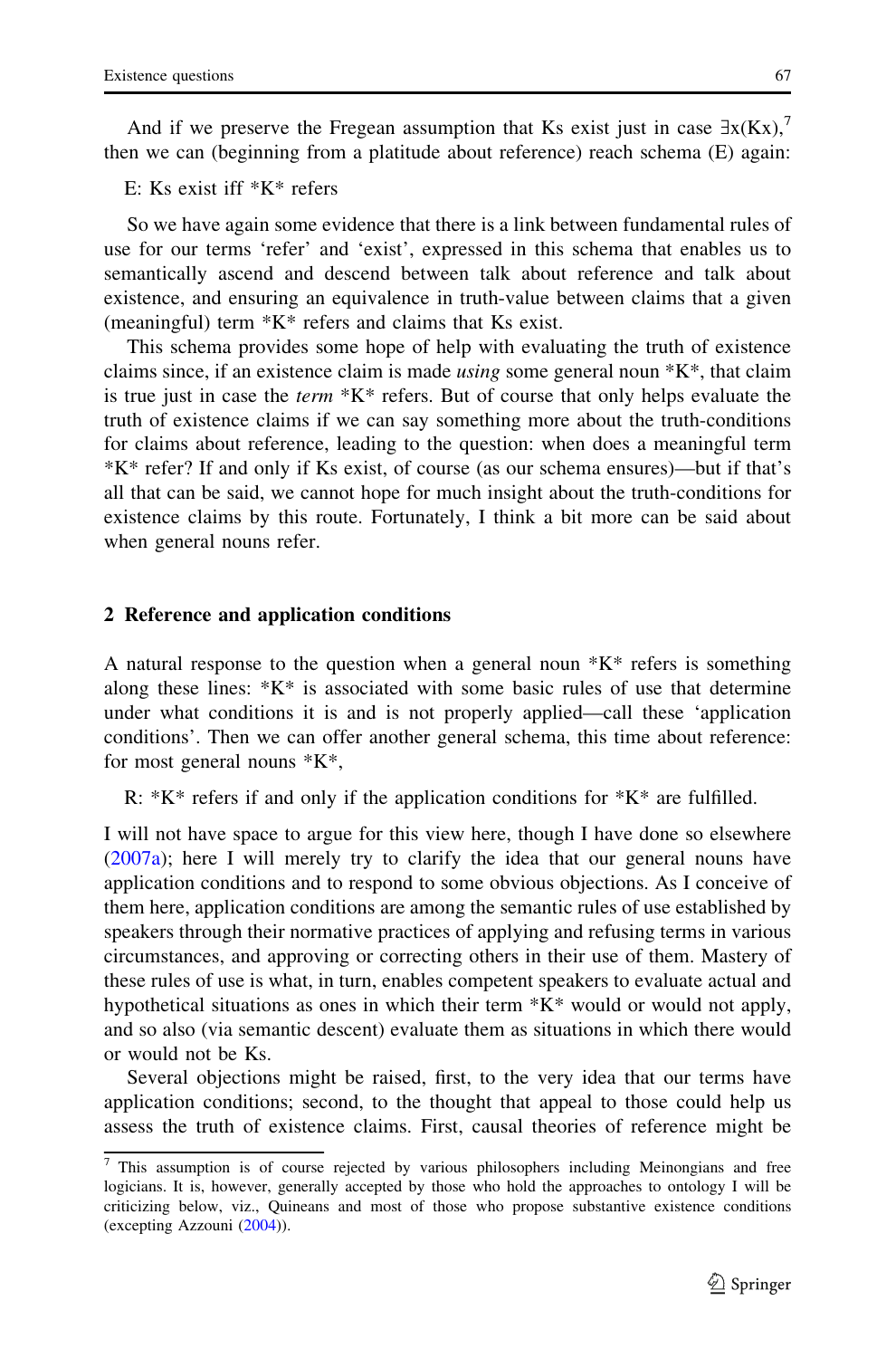And if we preserve the Fregean assumption that Ks exist just in case $\exists x(Kx)$,[7] then we can (beginning from a platitude about reference) reach schema (E) again:

E: Ks exist iff *K* refers

So we have again some evidence that there is a link between fundamental rules of use for our terms 'refer' and 'exist', expressed in this schema that enables us to semantically ascend and descend between talk about reference and talk about existence, and ensuring an equivalence in truth-value between claims that a given (meaningful) term *K* refers and claims that Ks exist.

This schema provides some hope of help with evaluating the truth of existence claims since, if an existence claim is made *using* some general noun *K*, that claim is true just in case the *term* *K* refers. But of course that only helps evaluate the truth of existence claims if we can say something more about the truth-conditions for claims about reference, leading to the question: when does a meaningful term *K* refer? If and only if Ks exist, of course (as our schema ensures)—but if that's all that can be said, we cannot hope for much insight about the truth-conditions for existence claims by this route. Fortunately, I think a bit more can be said about when general nouns refer.

## 2 Reference and application conditions

A natural response to the question when a general noun *K* refers is something along these lines: *K* is associated with some basic rules of use that determine under what conditions it is and is not properly applied—call these 'application conditions'. Then we can offer another general schema, this time about reference: for most general nouns *K*,

R: *K* refers if and only if the application conditions for *K* are fulfilled.

I will not have space to argue for this view here, though I have done so elsewhere (2007a); here I will merely try to clarify the idea that our general nouns have application conditions and to respond to some obvious objections. As I conceive of them here, application conditions are among the semantic rules of use established by speakers through their normative practices of applying and refusing terms in various circumstances, and approving or correcting others in their use of them. Mastery of these rules of use is what, in turn, enables competent speakers to evaluate actual and hypothetical situations as ones in which their term *K* would or would not apply, and so also (via semantic descent) evaluate them as situations in which there would or would not be Ks.

Several objections might be raised, first, to the very idea that our terms have application conditions; second, to the thought that appeal to those could help us assess the truth of existence claims. First, causal theories of reference might be

[7] This assumption is of course rejected by various philosophers including Meinongians and free logicians. It is, however, generally accepted by those who hold the approaches to ontology I will be criticizing below, viz., Quineans and most of those who propose substantive existence conditions (excepting Azzouni (2004)).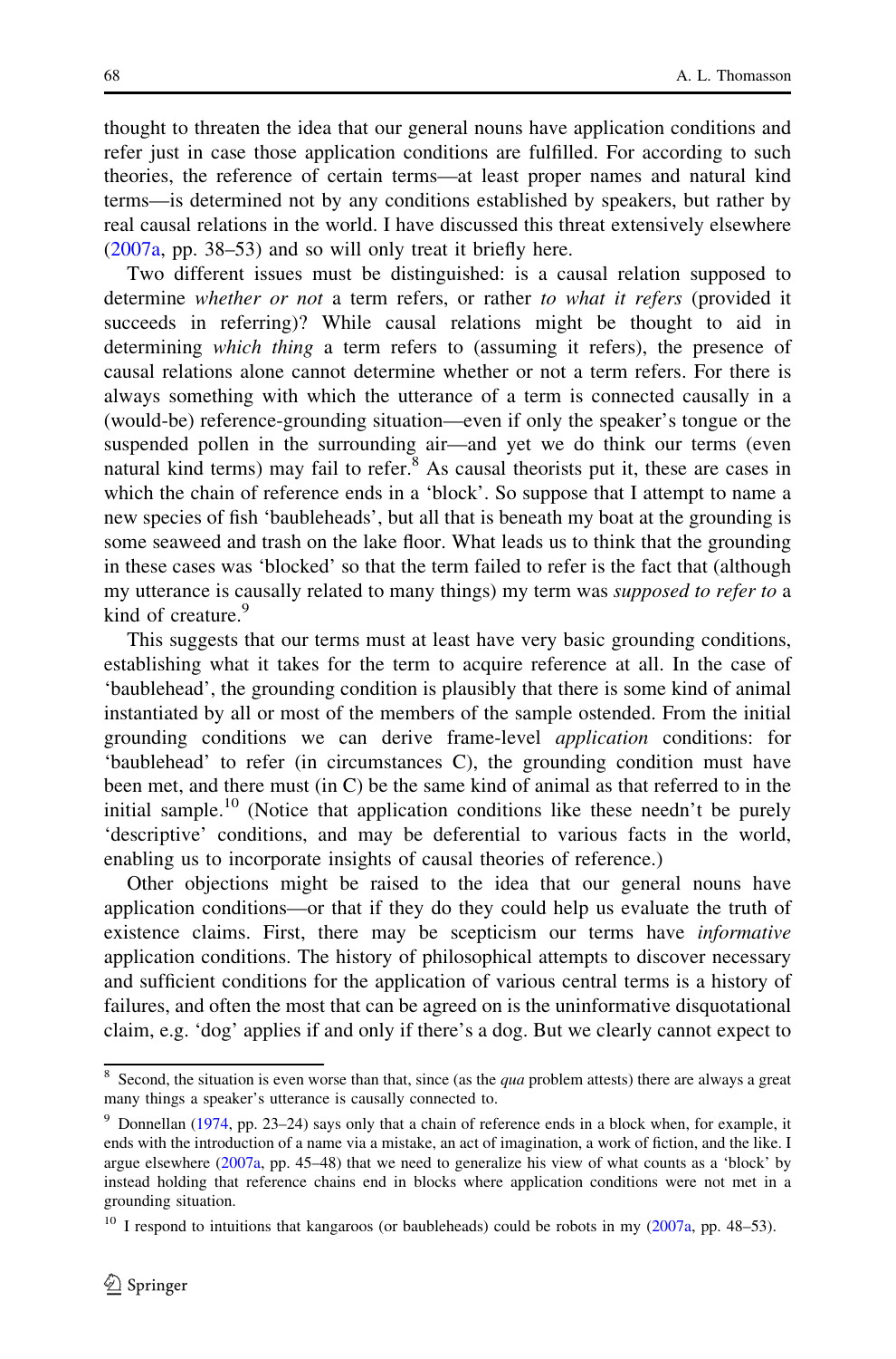thought to threaten the idea that our general nouns have application conditions and refer just in case those application conditions are fulfilled. For according to such theories, the reference of certain terms—at least proper names and natural kind terms—is determined not by any conditions established by speakers, but rather by real causal relations in the world. I have discussed this threat extensively elsewhere (2007a, pp. 38–53) and so will only treat it briefly here.

Two different issues must be distinguished: is a causal relation supposed to determine *whether or not* a term refers, or rather *to what it refers* (provided it succeeds in referring)? While causal relations might be thought to aid in determining *which thing* a term refers to (assuming it refers), the presence of causal relations alone cannot determine whether or not a term refers. For there is always something with which the utterance of a term is connected causally in a (would-be) reference-grounding situation—even if only the speaker's tongue or the suspended pollen in the surrounding air—and yet we do think our terms (even natural kind terms) may fail to refer.[8] As causal theorists put it, these are cases in which the chain of reference ends in a 'block'. So suppose that I attempt to name a new species of fish 'baubleheads', but all that is beneath my boat at the grounding is some seaweed and trash on the lake floor. What leads us to think that the grounding in these cases was 'blocked' so that the term failed to refer is the fact that (although my utterance is causally related to many things) my term was *supposed to refer to* a kind of creature.[9]

This suggests that our terms must at least have very basic grounding conditions, establishing what it takes for the term to acquire reference at all. In the case of 'baublehead', the grounding condition is plausibly that there is some kind of animal instantiated by all or most of the members of the sample ostended. From the initial grounding conditions we can derive frame-level *application* conditions: for 'baublehead' to refer (in circumstances C), the grounding condition must have been met, and there must (in C) be the same kind of animal as that referred to in the initial sample.[10] (Notice that application conditions like these needn't be purely 'descriptive' conditions, and may be deferential to various facts in the world, enabling us to incorporate insights of causal theories of reference.)

Other objections might be raised to the idea that our general nouns have application conditions—or that if they do they could help us evaluate the truth of existence claims. First, there may be scepticism our terms have *informative* application conditions. The history of philosophical attempts to discover necessary and sufficient conditions for the application of various central terms is a history of failures, and often the most that can be agreed on is the uninformative disquotational claim, e.g. 'dog' applies if and only if there's a dog. But we clearly cannot expect to

---

[8] Second, the situation is even worse than that, since (as the *qua* problem attests) there are always a great many things a speaker's utterance is causally connected to.

[9] Donnellan (1974, pp. 23–24) says only that a chain of reference ends in a block when, for example, it ends with the introduction of a name via a mistake, an act of imagination, a work of fiction, and the like. I argue elsewhere (2007a, pp. 45–48) that we need to generalize his view of what counts as a 'block' by instead holding that reference chains end in blocks where application conditions were not met in a grounding situation.

[10] I respond to intuitions that kangaroos (or baubleheads) could be robots in my (2007a, pp. 48–53).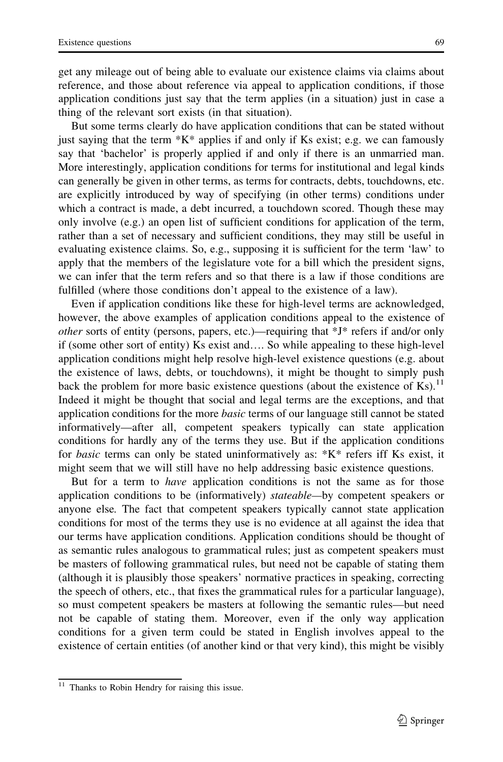get any mileage out of being able to evaluate our existence claims via claims about reference, and those about reference via appeal to application conditions, if those application conditions just say that the term applies (in a situation) just in case a thing of the relevant sort exists (in that situation).

But some terms clearly do have application conditions that can be stated without just saying that the term *K* applies if and only if Ks exist; e.g. we can famously say that 'bachelor' is properly applied if and only if there is an unmarried man. More interestingly, application conditions for terms for institutional and legal kinds can generally be given in other terms, as terms for contracts, debts, touchdowns, etc. are explicitly introduced by way of specifying (in other terms) conditions under which a contract is made, a debt incurred, a touchdown scored. Though these may only involve (e.g.) an open list of sufficient conditions for application of the term, rather than a set of necessary and sufficient conditions, they may still be useful in evaluating existence claims. So, e.g., supposing it is sufficient for the term 'law' to apply that the members of the legislature vote for a bill which the president signs, we can infer that the term refers and so that there is a law if those conditions are fulfilled (where those conditions don't appeal to the existence of a law).

Even if application conditions like these for high-level terms are acknowledged, however, the above examples of application conditions appeal to the existence of *other* sorts of entity (persons, papers, etc.)—requiring that *J* refers if and/or only if (some other sort of entity) Ks exist and…. So while appealing to these high-level application conditions might help resolve high-level existence questions (e.g. about the existence of laws, debts, or touchdowns), it might be thought to simply push back the problem for more basic existence questions (about the existence of Ks).[11] Indeed it might be thought that social and legal terms are the exceptions, and that application conditions for the more *basic* terms of our language still cannot be stated informatively—after all, competent speakers typically can state application conditions for hardly any of the terms they use. But if the application conditions for *basic* terms can only be stated uninformatively as: *K* refers iff Ks exist, it might seem that we will still have no help addressing basic existence questions.

But for a term to *have* application conditions is not the same as for those application conditions to be (informatively) *stateable*—by competent speakers or anyone else. The fact that competent speakers typically cannot state application conditions for most of the terms they use is no evidence at all against the idea that our terms have application conditions. Application conditions should be thought of as semantic rules analogous to grammatical rules; just as competent speakers must be masters of following grammatical rules, but need not be capable of stating them (although it is plausibly those speakers' normative practices in speaking, correcting the speech of others, etc., that fixes the grammatical rules for a particular language), so must competent speakers be masters at following the semantic rules—but need not be capable of stating them. Moreover, even if the only way application conditions for a given term could be stated in English involves appeal to the existence of certain entities (of another kind or that very kind), this might be visibly

[11] Thanks to Robin Hendry for raising this issue.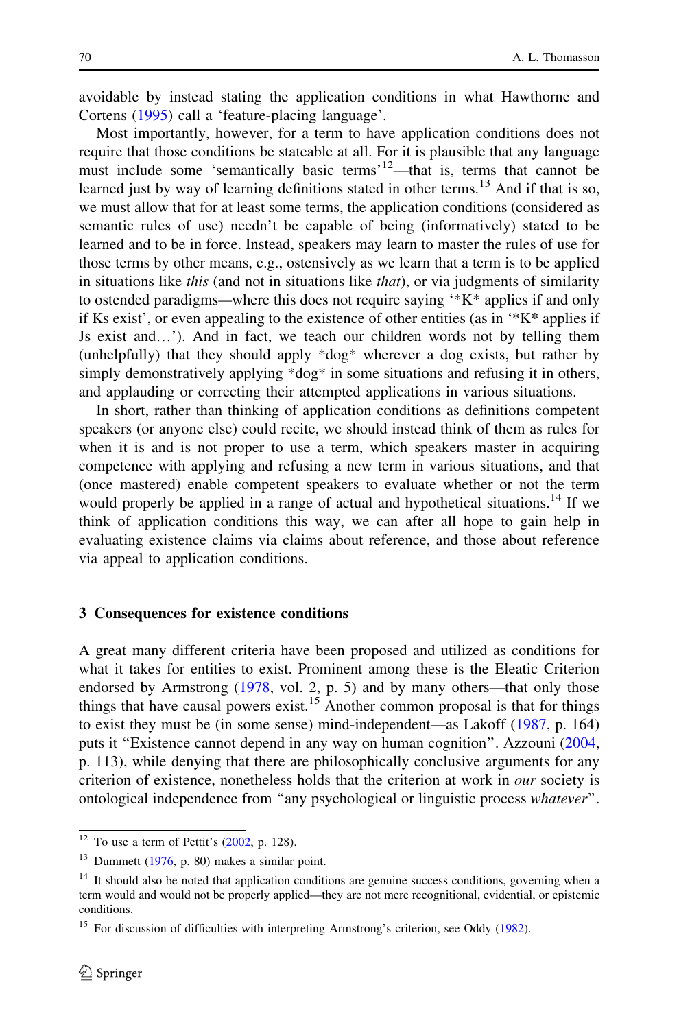avoidable by instead stating the application conditions in what Hawthorne and Cortens (1995) call a 'feature-placing language'.

Most importantly, however, for a term to have application conditions does not require that those conditions be stateable at all. For it is plausible that any language must include some 'semantically basic terms'[12]—that is, terms that cannot be learned just by way of learning definitions stated in other terms.[13] And if that is so, we must allow that for at least some terms, the application conditions (considered as semantic rules of use) needn't be capable of being (informatively) stated to be learned and to be in force. Instead, speakers may learn to master the rules of use for those terms by other means, e.g., ostensively as we learn that a term is to be applied in situations like *this* (and not in situations like *that*), or via judgments of similarity to ostended paradigms—where this does not require saying '*K* applies if and only if Ks exist', or even appealing to the existence of other entities (as in '*K* applies if Js exist and…'). And in fact, we teach our children words not by telling them (unhelpfully) that they should apply *dog* wherever a dog exists, but rather by simply demonstratively applying *dog* in some situations and refusing it in others, and applauding or correcting their attempted applications in various situations.

In short, rather than thinking of application conditions as definitions competent speakers (or anyone else) could recite, we should instead think of them as rules for when it is and is not proper to use a term, which speakers master in acquiring competence with applying and refusing a new term in various situations, and that (once mastered) enable competent speakers to evaluate whether or not the term would properly be applied in a range of actual and hypothetical situations.[14] If we think of application conditions this way, we can after all hope to gain help in evaluating existence claims via claims about reference, and those about reference via appeal to application conditions.

## 3 Consequences for existence conditions

A great many different criteria have been proposed and utilized as conditions for what it takes for entities to exist. Prominent among these is the Eleatic Criterion endorsed by Armstrong (1978, vol. 2, p. 5) and by many others—that only those things that have causal powers exist.[15] Another common proposal is that for things to exist they must be (in some sense) mind-independent—as Lakoff (1987, p. 164) puts it "Existence cannot depend in any way on human cognition". Azzouni (2004, p. 113), while denying that there are philosophically conclusive arguments for any criterion of existence, nonetheless holds that the criterion at work in *our* society is ontological independence from "any psychological or linguistic process *whatever*".

---

[12] To use a term of Pettit's (2002, p. 128).

[13] Dummett (1976, p. 80) makes a similar point.

[14] It should also be noted that application conditions are genuine success conditions, governing when a term would and would not be properly applied—they are not mere recognitional, evidential, or epistemic conditions.

[15] For discussion of difficulties with interpreting Armstrong's criterion, see Oddy (1982).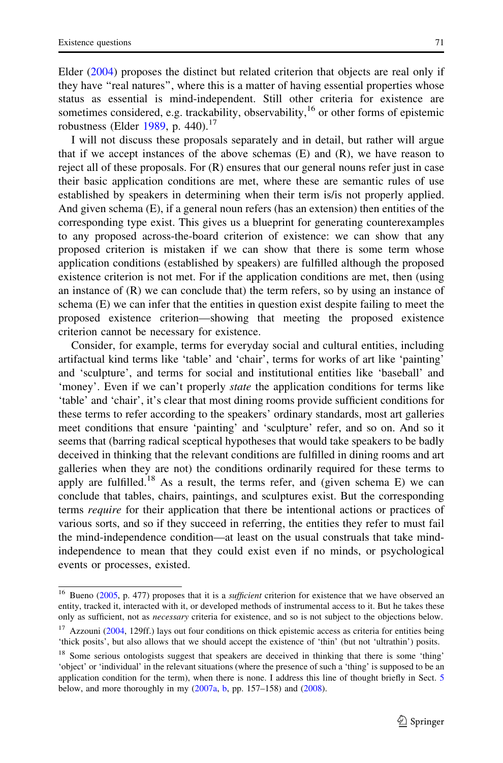Elder (2004) proposes the distinct but related criterion that objects are real only if they have "real natures", where this is a matter of having essential properties whose status as essential is mind-independent. Still other criteria for existence are sometimes considered, e.g. trackability, observability,[16] or other forms of epistemic robustness (Elder 1989, p. 440).[17]

I will not discuss these proposals separately and in detail, but rather will argue that if we accept instances of the above schemas (E) and (R), we have reason to reject all of these proposals. For (R) ensures that our general nouns refer just in case their basic application conditions are met, where these are semantic rules of use established by speakers in determining when their term is/is not properly applied. And given schema (E), if a general noun refers (has an extension) then entities of the corresponding type exist. This gives us a blueprint for generating counterexamples to any proposed across-the-board criterion of existence: we can show that any proposed criterion is mistaken if we can show that there is some term whose application conditions (established by speakers) are fulfilled although the proposed existence criterion is not met. For if the application conditions are met, then (using an instance of (R) we can conclude that) the term refers, so by using an instance of schema (E) we can infer that the entities in question exist despite failing to meet the proposed existence criterion—showing that meeting the proposed existence criterion cannot be necessary for existence.

Consider, for example, terms for everyday social and cultural entities, including artifactual kind terms like 'table' and 'chair', terms for works of art like 'painting' and 'sculpture', and terms for social and institutional entities like 'baseball' and 'money'. Even if we can't properly *state* the application conditions for terms like 'table' and 'chair', it's clear that most dining rooms provide sufficient conditions for these terms to refer according to the speakers' ordinary standards, most art galleries meet conditions that ensure 'painting' and 'sculpture' refer, and so on. And so it seems that (barring radical sceptical hypotheses that would take speakers to be badly deceived in thinking that the relevant conditions are fulfilled in dining rooms and art galleries when they are not) the conditions ordinarily required for these terms to apply are fulfilled.[18] As a result, the terms refer, and (given schema E) we can conclude that tables, chairs, paintings, and sculptures exist. But the corresponding terms *require* for their application that there be intentional actions or practices of various sorts, and so if they succeed in referring, the entities they refer to must fail the mind-independence condition—at least on the usual construals that take mind-independence to mean that they could exist even if no minds, or psychological events or processes, existed.

---

[16] Bueno (2005, p. 477) proposes that it is a *sufficient* criterion for existence that we have observed an entity, tracked it, interacted with it, or developed methods of instrumental access to it. But he takes these only as sufficient, not as *necessary* criteria for existence, and so is not subject to the objections below.

[17] Azzouni (2004, 129ff.) lays out four conditions on thick epistemic access as criteria for entities being 'thick posits', but also allows that we should accept the existence of 'thin' (but not 'ultrathin') posits.

[18] Some serious ontologists suggest that speakers are deceived in thinking that there is some 'thing' 'object' or 'individual' in the relevant situations (where the presence of such a 'thing' is supposed to be an application condition for the term), when there is none. I address this line of thought briefly in Sect. 5 below, and more thoroughly in my (2007a, b, pp. 157–158) and (2008).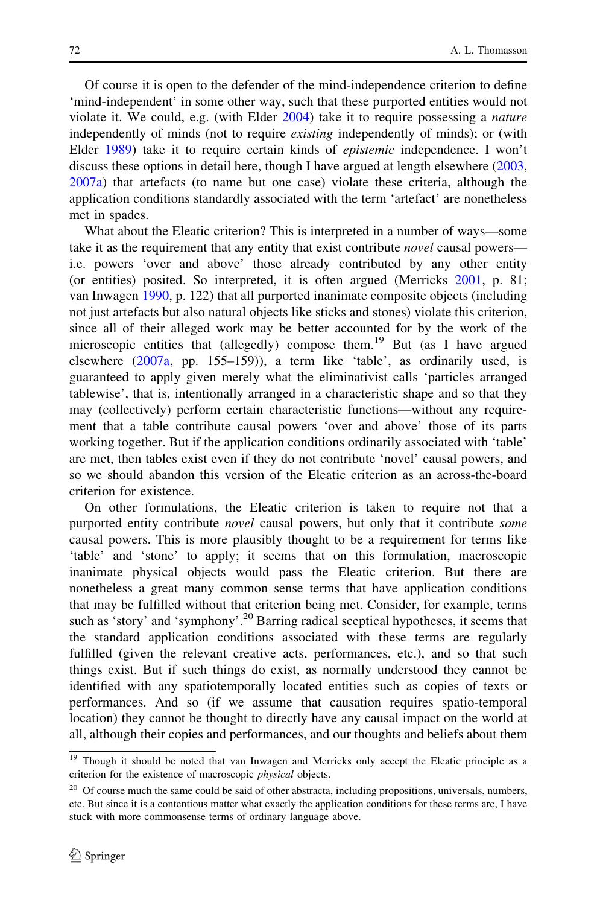Of course it is open to the defender of the mind-independence criterion to define 'mind-independent' in some other way, such that these purported entities would not violate it. We could, e.g. (with Elder 2004) take it to require possessing a *nature* independently of minds (not to require *existing* independently of minds); or (with Elder 1989) take it to require certain kinds of *epistemic* independence. I won't discuss these options in detail here, though I have argued at length elsewhere (2003, 2007a) that artefacts (to name but one case) violate these criteria, although the application conditions standardly associated with the term 'artefact' are nonetheless met in spades.

What about the Eleatic criterion? This is interpreted in a number of ways—some take it as the requirement that any entity that exist contribute *novel* causal powers—i.e. powers 'over and above' those already contributed by any other entity (or entities) posited. So interpreted, it is often argued (Merricks 2001, p. 81; van Inwagen 1990, p. 122) that all purported inanimate composite objects (including not just artefacts but also natural objects like sticks and stones) violate this criterion, since all of their alleged work may be better accounted for by the work of the microscopic entities that (allegedly) compose them.[19] But (as I have argued elsewhere (2007a, pp. 155–159)), a term like 'table', as ordinarily used, is guaranteed to apply given merely what the eliminativist calls 'particles arranged tablewise', that is, intentionally arranged in a characteristic shape and so that they may (collectively) perform certain characteristic functions—without any requirement that a table contribute causal powers 'over and above' those of its parts working together. But if the application conditions ordinarily associated with 'table' are met, then tables exist even if they do not contribute 'novel' causal powers, and so we should abandon this version of the Eleatic criterion as an across-the-board criterion for existence.

On other formulations, the Eleatic criterion is taken to require not that a purported entity contribute *novel* causal powers, but only that it contribute *some* causal powers. This is more plausibly thought to be a requirement for terms like 'table' and 'stone' to apply; it seems that on this formulation, macroscopic inanimate physical objects would pass the Eleatic criterion. But there are nonetheless a great many common sense terms that have application conditions that may be fulfilled without that criterion being met. Consider, for example, terms such as 'story' and 'symphony'.[20] Barring radical sceptical hypotheses, it seems that the standard application conditions associated with these terms are regularly fulfilled (given the relevant creative acts, performances, etc.), and so that such things exist. But if such things do exist, as normally understood they cannot be identified with any spatiotemporally located entities such as copies of texts or performances. And so (if we assume that causation requires spatio-temporal location) they cannot be thought to directly have any causal impact on the world at all, although their copies and performances, and our thoughts and beliefs about them

---

[19] Though it should be noted that van Inwagen and Merricks only accept the Eleatic principle as a criterion for the existence of macroscopic *physical* objects.

[20] Of course much the same could be said of other abstracta, including propositions, universals, numbers, etc. But since it is a contentious matter what exactly the application conditions for these terms are, I have stuck with more commonsense terms of ordinary language above.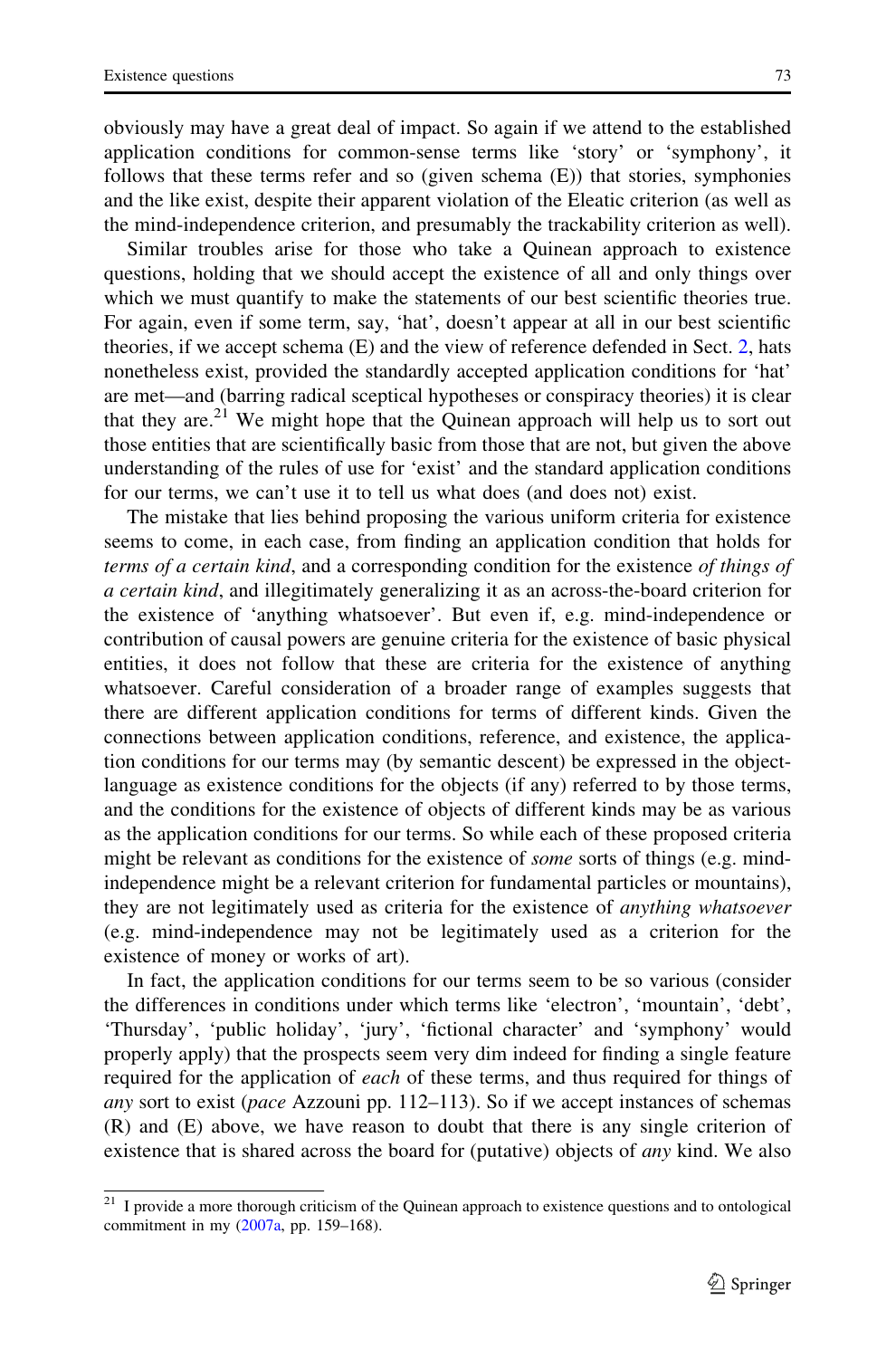obviously may have a great deal of impact. So again if we attend to the established application conditions for common-sense terms like 'story' or 'symphony', it follows that these terms refer and so (given schema (E)) that stories, symphonies and the like exist, despite their apparent violation of the Eleatic criterion (as well as the mind-independence criterion, and presumably the trackability criterion as well).

Similar troubles arise for those who take a Quinean approach to existence questions, holding that we should accept the existence of all and only things over which we must quantify to make the statements of our best scientific theories true. For again, even if some term, say, 'hat', doesn't appear at all in our best scientific theories, if we accept schema (E) and the view of reference defended in Sect. 2, hats nonetheless exist, provided the standardly accepted application conditions for 'hat' are met—and (barring radical sceptical hypotheses or conspiracy theories) it is clear that they are.[21] We might hope that the Quinean approach will help us to sort out those entities that are scientifically basic from those that are not, but given the above understanding of the rules of use for 'exist' and the standard application conditions for our terms, we can't use it to tell us what does (and does not) exist.

The mistake that lies behind proposing the various uniform criteria for existence seems to come, in each case, from finding an application condition that holds for *terms of a certain kind*, and a corresponding condition for the existence *of things of a certain kind*, and illegitimately generalizing it as an across-the-board criterion for the existence of 'anything whatsoever'. But even if, e.g. mind-independence or contribution of causal powers are genuine criteria for the existence of basic physical entities, it does not follow that these are criteria for the existence of anything whatsoever. Careful consideration of a broader range of examples suggests that there are different application conditions for terms of different kinds. Given the connections between application conditions, reference, and existence, the application conditions for our terms may (by semantic descent) be expressed in the object-language as existence conditions for the objects (if any) referred to by those terms, and the conditions for the existence of objects of different kinds may be as various as the application conditions for our terms. So while each of these proposed criteria might be relevant as conditions for the existence of *some* sorts of things (e.g. mind-independence might be a relevant criterion for fundamental particles or mountains), they are not legitimately used as criteria for the existence of *anything whatsoever* (e.g. mind-independence may not be legitimately used as a criterion for the existence of money or works of art).

In fact, the application conditions for our terms seem to be so various (consider the differences in conditions under which terms like 'electron', 'mountain', 'debt', 'Thursday', 'public holiday', 'jury', 'fictional character' and 'symphony' would properly apply) that the prospects seem very dim indeed for finding a single feature required for the application of *each* of these terms, and thus required for things of *any* sort to exist (*pace* Azzouni pp. 112–113). So if we accept instances of schemas (R) and (E) above, we have reason to doubt that there is any single criterion of existence that is shared across the board for (putative) objects of *any* kind. We also

[21] I provide a more thorough criticism of the Quinean approach to existence questions and to ontological commitment in my (2007a, pp. 159–168).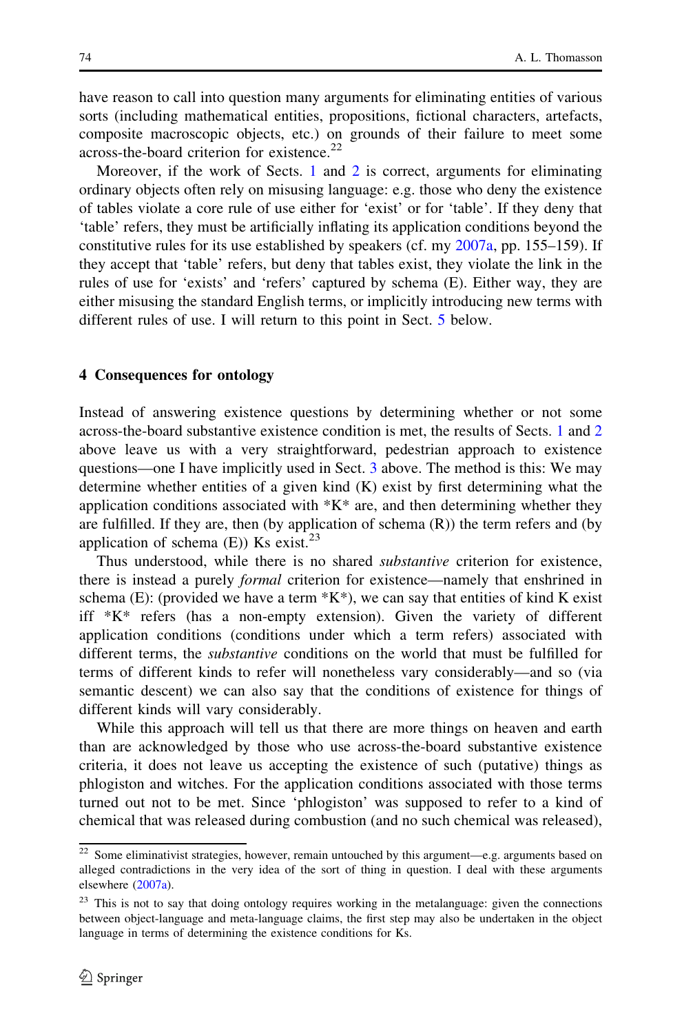have reason to call into question many arguments for eliminating entities of various sorts (including mathematical entities, propositions, fictional characters, artefacts, composite macroscopic objects, etc.) on grounds of their failure to meet some across-the-board criterion for existence.[22]

Moreover, if the work of Sects. 1 and 2 is correct, arguments for eliminating ordinary objects often rely on misusing language: e.g. those who deny the existence of tables violate a core rule of use either for 'exist' or for 'table'. If they deny that 'table' refers, they must be artificially inflating its application conditions beyond the constitutive rules for its use established by speakers (cf. my 2007a, pp. 155–159). If they accept that 'table' refers, but deny that tables exist, they violate the link in the rules of use for 'exists' and 'refers' captured by schema (E). Either way, they are either misusing the standard English terms, or implicitly introducing new terms with different rules of use. I will return to this point in Sect. 5 below.

## 4 Consequences for ontology

Instead of answering existence questions by determining whether or not some across-the-board substantive existence condition is met, the results of Sects. 1 and 2 above leave us with a very straightforward, pedestrian approach to existence questions—one I have implicitly used in Sect. 3 above. The method is this: We may determine whether entities of a given kind (K) exist by first determining what the application conditions associated with *K* are, and then determining whether they are fulfilled. If they are, then (by application of schema (R)) the term refers and (by application of schema (E)) Ks exist.[23]

Thus understood, while there is no shared *substantive* criterion for existence, there is instead a purely *formal* criterion for existence—namely that enshrined in schema (E): (provided we have a term *K*), we can say that entities of kind K exist iff *K* refers (has a non-empty extension). Given the variety of different application conditions (conditions under which a term refers) associated with different terms, the *substantive* conditions on the world that must be fulfilled for terms of different kinds to refer will nonetheless vary considerably—and so (via semantic descent) we can also say that the conditions of existence for things of different kinds will vary considerably.

While this approach will tell us that there are more things on heaven and earth than are acknowledged by those who use across-the-board substantive existence criteria, it does not leave us accepting the existence of such (putative) things as phlogiston and witches. For the application conditions associated with those terms turned out not to be met. Since 'phlogiston' was supposed to refer to a kind of chemical that was released during combustion (and no such chemical was released),

---

[22] Some eliminativist strategies, however, remain untouched by this argument—e.g. arguments based on alleged contradictions in the very idea of the sort of thing in question. I deal with these arguments elsewhere (2007a).

[23] This is not to say that doing ontology requires working in the metalanguage: given the connections between object-language and meta-language claims, the first step may also be undertaken in the object language in terms of determining the existence conditions for Ks.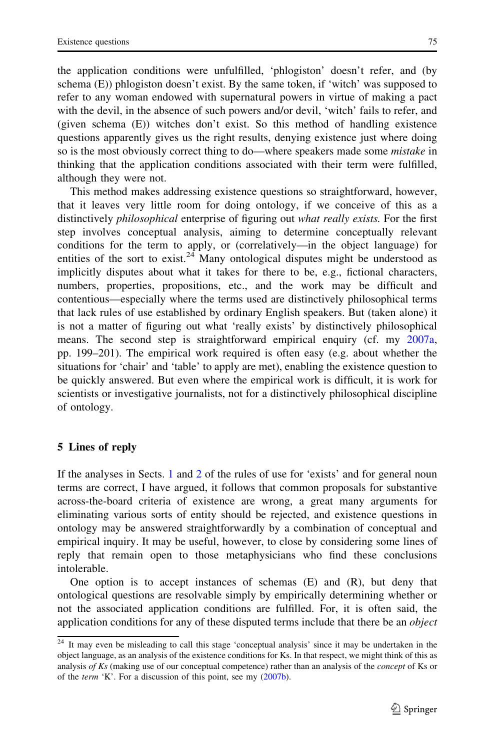the application conditions were unfulfilled, 'phlogiston' doesn't refer, and (by schema (E)) phlogiston doesn't exist. By the same token, if 'witch' was supposed to refer to any woman endowed with supernatural powers in virtue of making a pact with the devil, in the absence of such powers and/or devil, 'witch' fails to refer, and (given schema (E)) witches don't exist. So this method of handling existence questions apparently gives us the right results, denying existence just where doing so is the most obviously correct thing to do—where speakers made some *mistake* in thinking that the application conditions associated with their term were fulfilled, although they were not.

This method makes addressing existence questions so straightforward, however, that it leaves very little room for doing ontology, if we conceive of this as a distinctively *philosophical* enterprise of figuring out *what really exists.* For the first step involves conceptual analysis, aiming to determine conceptually relevant conditions for the term to apply, or (correlatively—in the object language) for entities of the sort to exist.[24] Many ontological disputes might be understood as implicitly disputes about what it takes for there to be, e.g., fictional characters, numbers, properties, propositions, etc., and the work may be difficult and contentious—especially where the terms used are distinctively philosophical terms that lack rules of use established by ordinary English speakers. But (taken alone) it is not a matter of figuring out what 'really exists' by distinctively philosophical means. The second step is straightforward empirical enquiry (cf. my 2007a, pp. 199–201). The empirical work required is often easy (e.g. about whether the situations for 'chair' and 'table' to apply are met), enabling the existence question to be quickly answered. But even where the empirical work is difficult, it is work for scientists or investigative journalists, not for a distinctively philosophical discipline of ontology.

## 5 Lines of reply

If the analyses in Sects. 1 and 2 of the rules of use for 'exists' and for general noun terms are correct, I have argued, it follows that common proposals for substantive across-the-board criteria of existence are wrong, a great many arguments for eliminating various sorts of entity should be rejected, and existence questions in ontology may be answered straightforwardly by a combination of conceptual and empirical inquiry. It may be useful, however, to close by considering some lines of reply that remain open to those metaphysicians who find these conclusions intolerable.

One option is to accept instances of schemas (E) and (R), but deny that ontological questions are resolvable simply by empirically determining whether or not the associated application conditions are fulfilled. For, it is often said, the application conditions for any of these disputed terms include that there be an *object*

---

[24] It may even be misleading to call this stage 'conceptual analysis' since it may be undertaken in the object language, as an analysis of the existence conditions for Ks. In that respect, we might think of this as analysis *of Ks* (making use of our conceptual competence) rather than an analysis of the *concept* of Ks or of the *term* 'K'. For a discussion of this point, see my (2007b).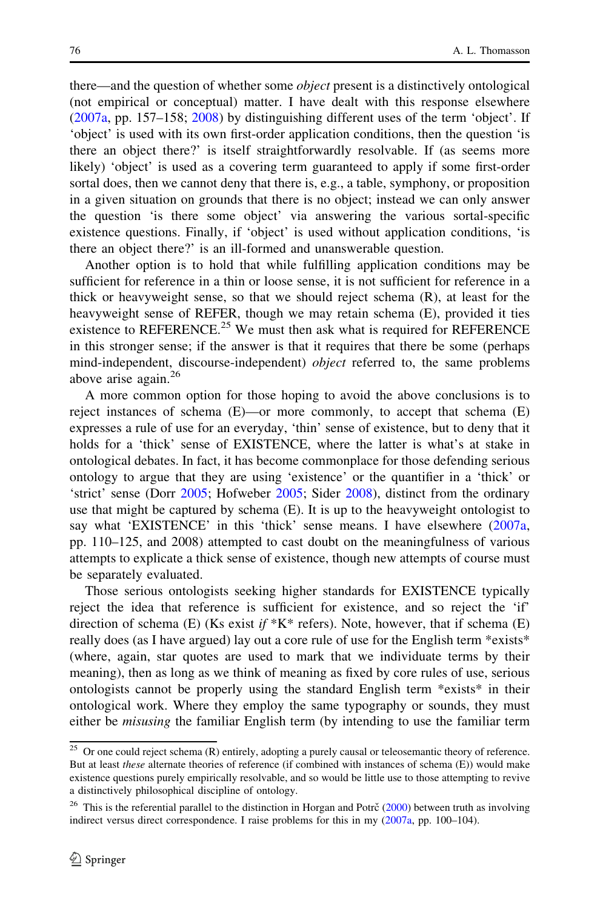there—and the question of whether some *object* present is a distinctively ontological (not empirical or conceptual) matter. I have dealt with this response elsewhere (2007a, pp. 157–158; 2008) by distinguishing different uses of the term 'object'. If 'object' is used with its own first-order application conditions, then the question 'is there an object there?' is itself straightforwardly resolvable. If (as seems more likely) 'object' is used as a covering term guaranteed to apply if some first-order sortal does, then we cannot deny that there is, e.g., a table, symphony, or proposition in a given situation on grounds that there is no object; instead we can only answer the question 'is there some object' via answering the various sortal-specific existence questions. Finally, if 'object' is used without application conditions, 'is there an object there?' is an ill-formed and unanswerable question.

Another option is to hold that while fulfilling application conditions may be sufficient for reference in a thin or loose sense, it is not sufficient for reference in a thick or heavyweight sense, so that we should reject schema (R), at least for the heavyweight sense of REFER, though we may retain schema (E), provided it ties existence to REFERENCE.[25] We must then ask what is required for REFERENCE in this stronger sense; if the answer is that it requires that there be some (perhaps mind-independent, discourse-independent) *object* referred to, the same problems above arise again.[26]

A more common option for those hoping to avoid the above conclusions is to reject instances of schema (E)—or more commonly, to accept that schema (E) expresses a rule of use for an everyday, 'thin' sense of existence, but to deny that it holds for a 'thick' sense of EXISTENCE, where the latter is what's at stake in ontological debates. In fact, it has become commonplace for those defending serious ontology to argue that they are using 'existence' or the quantifier in a 'thick' or 'strict' sense (Dorr 2005; Hofweber 2005; Sider 2008), distinct from the ordinary use that might be captured by schema (E). It is up to the heavyweight ontologist to say what 'EXISTENCE' in this 'thick' sense means. I have elsewhere (2007a, pp. 110–125, and 2008) attempted to cast doubt on the meaningfulness of various attempts to explicate a thick sense of existence, though new attempts of course must be separately evaluated.

Those serious ontologists seeking higher standards for EXISTENCE typically reject the idea that reference is sufficient for existence, and so reject the 'if' direction of schema (E) (Ks exist *if* *K* refers). Note, however, that if schema (E) really does (as I have argued) lay out a core rule of use for the English term *exists* (where, again, star quotes are used to mark that we individuate terms by their meaning), then as long as we think of meaning as fixed by core rules of use, serious ontologists cannot be properly using the standard English term *exists* in their ontological work. Where they employ the same typography or sounds, they must either be *misusing* the familiar English term (by intending to use the familiar term

---

[25] Or one could reject schema (R) entirely, adopting a purely causal or teleosemantic theory of reference. But at least *these* alternate theories of reference (if combined with instances of schema (E)) would make existence questions purely empirically resolvable, and so would be little use to those attempting to revive a distinctively philosophical discipline of ontology.

[26] This is the referential parallel to the distinction in Horgan and Potrč (2000) between truth as involving indirect versus direct correspondence. I raise problems for this in my (2007a, pp. 100–104).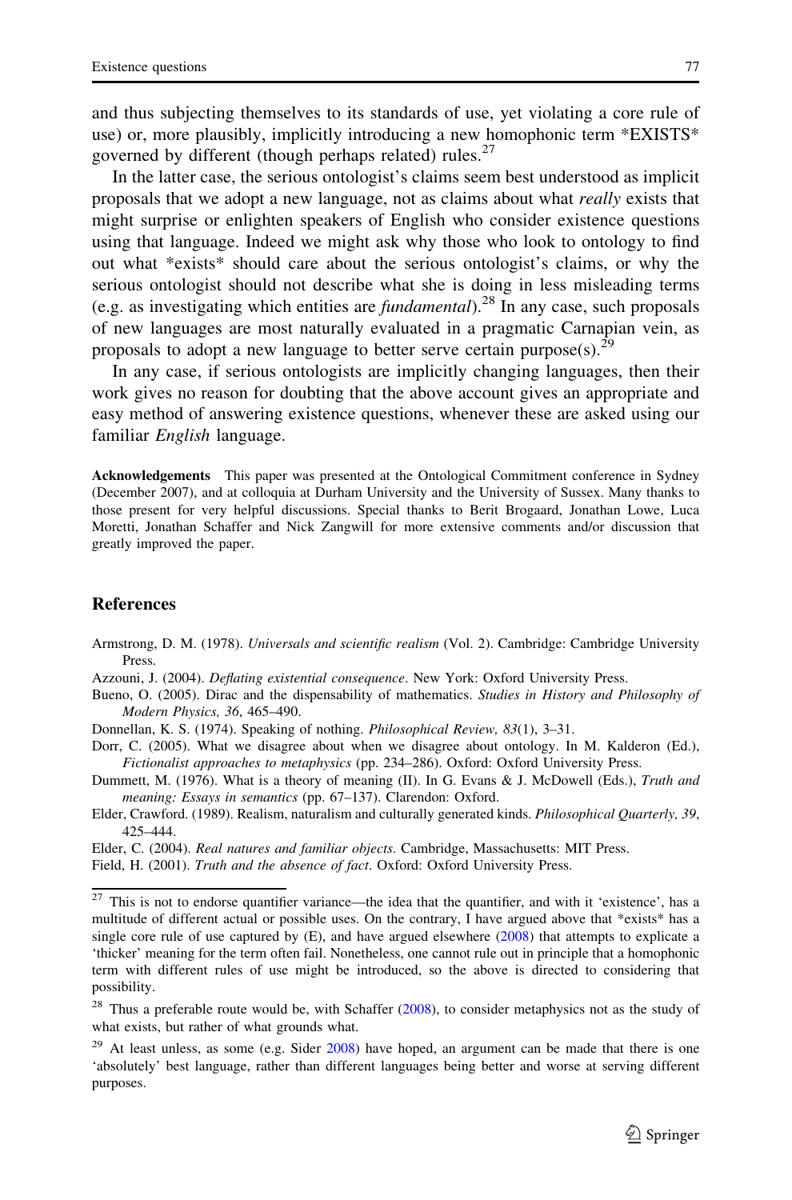and thus subjecting themselves to its standards of use, yet violating a core rule of use) or, more plausibly, implicitly introducing a new homophonic term *EXISTS* governed by different (though perhaps related) rules.[27]

In the latter case, the serious ontologist's claims seem best understood as implicit proposals that we adopt a new language, not as claims about what *really* exists that might surprise or enlighten speakers of English who consider existence questions using that language. Indeed we might ask why those who look to ontology to find out what *exists* should care about the serious ontologist's claims, or why the serious ontologist should not describe what she is doing in less misleading terms (e.g. as investigating which entities are *fundamental*).[28] In any case, such proposals of new languages are most naturally evaluated in a pragmatic Carnapian vein, as proposals to adopt a new language to better serve certain purpose(s).[29]

In any case, if serious ontologists are implicitly changing languages, then their work gives no reason for doubting that the above account gives an appropriate and easy method of answering existence questions, whenever these are asked using our familiar *English* language.

**Acknowledgements** This paper was presented at the Ontological Commitment conference in Sydney (December 2007), and at colloquia at Durham University and the University of Sussex. Many thanks to those present for very helpful discussions. Special thanks to Berit Brogaard, Jonathan Lowe, Luca Moretti, Jonathan Schaffer and Nick Zangwill for more extensive comments and/or discussion that greatly improved the paper.

## References

Armstrong, D. M. (1978). *Universals and scientific realism* (Vol. 2). Cambridge: Cambridge University Press.

Azzouni, J. (2004). *Deflating existential consequence*. New York: Oxford University Press.

Bueno, O. (2005). Dirac and the dispensability of mathematics. *Studies in History and Philosophy of Modern Physics, 36*, 465–490.

Donnellan, K. S. (1974). Speaking of nothing. *Philosophical Review, 83*(1), 3–31.

Dorr, C. (2005). What we disagree about when we disagree about ontology. In M. Kalderon (Ed.), *Fictionalist approaches to metaphysics* (pp. 234–286). Oxford: Oxford University Press.

Dummett, M. (1976). What is a theory of meaning (II). In G. Evans & J. McDowell (Eds.), *Truth and meaning: Essays in semantics* (pp. 67–137). Clarendon: Oxford.

Elder, Crawford. (1989). Realism, naturalism and culturally generated kinds. *Philosophical Quarterly, 39*, 425–444.

Elder, C. (2004). *Real natures and familiar objects*. Cambridge, Massachusetts: MIT Press.

Field, H. (2001). *Truth and the absence of fact*. Oxford: Oxford University Press.

---

[27] This is not to endorse quantifier variance—the idea that the quantifier, and with it 'existence', has a multitude of different actual or possible uses. On the contrary, I have argued above that *exists* has a single core rule of use captured by (E), and have argued elsewhere (2008) that attempts to explicate a 'thicker' meaning for the term often fail. Nonetheless, one cannot rule out in principle that a homophonic term with different rules of use might be introduced, so the above is directed to considering that possibility.

[28] Thus a preferable route would be, with Schaffer (2008), to consider metaphysics not as the study of what exists, but rather of what grounds what.

[29] At least unless, as some (e.g. Sider 2008) have hoped, an argument can be made that there is one 'absolutely' best language, rather than different languages being better and worse at serving different purposes.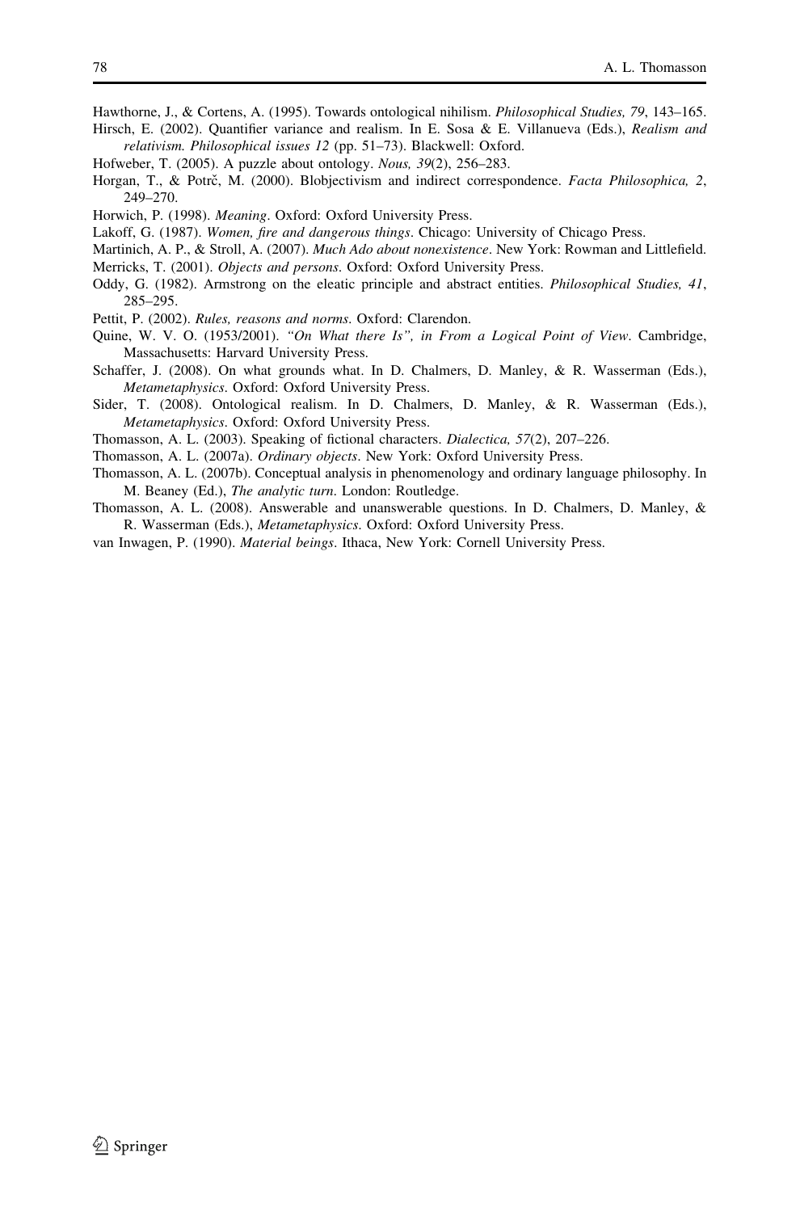Hawthorne, J., & Cortens, A. (1995). Towards ontological nihilism. *Philosophical Studies, 79*, 143–165.

Hirsch, E. (2002). Quantifier variance and realism. In E. Sosa & E. Villanueva (Eds.), *Realism and relativism. Philosophical issues 12* (pp. 51–73). Blackwell: Oxford.

Hofweber, T. (2005). A puzzle about ontology. *Nous, 39*(2), 256–283.

Horgan, T., & Potrč, M. (2000). Blobjectivism and indirect correspondence. *Facta Philosophica, 2*, 249–270.

Horwich, P. (1998). *Meaning*. Oxford: Oxford University Press.

Lakoff, G. (1987). *Women, fire and dangerous things*. Chicago: University of Chicago Press.

Martinich, A. P., & Stroll, A. (2007). *Much Ado about nonexistence*. New York: Rowman and Littlefield.

Merricks, T. (2001). *Objects and persons*. Oxford: Oxford University Press.

Oddy, G. (1982). Armstrong on the eleatic principle and abstract entities. *Philosophical Studies, 41*, 285–295.

Pettit, P. (2002). *Rules, reasons and norms*. Oxford: Clarendon.

Quine, W. V. O. (1953/2001). *"On What there Is", in From a Logical Point of View*. Cambridge, Massachusetts: Harvard University Press.

Schaffer, J. (2008). On what grounds what. In D. Chalmers, D. Manley, & R. Wasserman (Eds.), *Metametaphysics*. Oxford: Oxford University Press.

Sider, T. (2008). Ontological realism. In D. Chalmers, D. Manley, & R. Wasserman (Eds.), *Metametaphysics*. Oxford: Oxford University Press.

Thomasson, A. L. (2003). Speaking of fictional characters. *Dialectica, 57*(2), 207–226.

Thomasson, A. L. (2007a). *Ordinary objects*. New York: Oxford University Press.

Thomasson, A. L. (2007b). Conceptual analysis in phenomenology and ordinary language philosophy. In M. Beaney (Ed.), *The analytic turn*. London: Routledge.

Thomasson, A. L. (2008). Answerable and unanswerable questions. In D. Chalmers, D. Manley, & R. Wasserman (Eds.), *Metametaphysics*. Oxford: Oxford University Press.

van Inwagen, P. (1990). *Material beings*. Ithaca, New York: Cornell University Press.